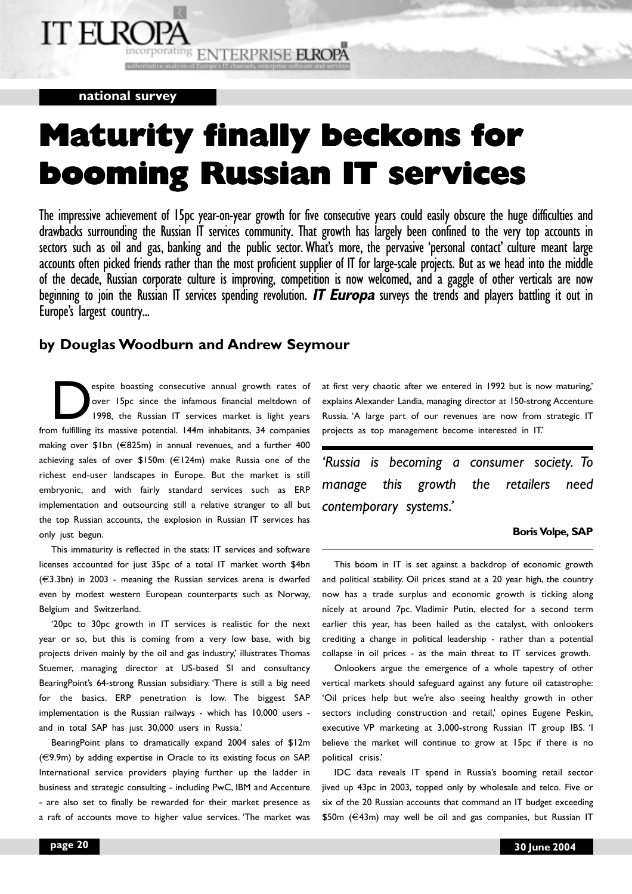national survey

# Maturity finally beckons for booming Russian IT services

The impressive achievement of 15pc year-on-year growth for five consecutive years could easily obscure the huge difficulties and drawbacks surrounding the Russian IT services community. That growth has largely been confined to the very top accounts in sectors such as oil and gas, banking and the public sector. What's more, the pervasive 'personal contact' culture meant large accounts often picked friends rather than the most proficient supplier of IT for large-scale projects. But as we head into the middle of the decade, Russian corporate culture is improving, competition is now welcomed, and a gaggle of other verticals are now beginning to join the Russian IT services spending revolution. ***IT Europa*** surveys the trends and players battling it out in Europe's largest country...

**by Douglas Woodburn and Andrew Seymour**

Despite boasting consecutive annual growth rates of over 15pc since the infamous financial meltdown of 1998, the Russian IT services market is light years from fulfilling its massive potential. 144m inhabitants, 34 companies making over \$1bn (€825m) in annual revenues, and a further 400 achieving sales of over \$150m (€124m) make Russia one of the richest end-user landscapes in Europe. But the market is still embryonic, and with fairly standard services such as ERP implementation and outsourcing still a relative stranger to all but the top Russian accounts, the explosion in Russian IT services has only just begun.

This immaturity is reflected in the stats: IT services and software licenses accounted for just 35pc of a total IT market worth \$4bn (€3.3bn) in 2003 - meaning the Russian services arena is dwarfed even by modest western European counterparts such as Norway, Belgium and Switzerland.

'20pc to 30pc growth in IT services is realistic for the next year or so, but this is coming from a very low base, with big projects driven mainly by the oil and gas industry,' illustrates Thomas Stuemer, managing director at US-based SI and consultancy BearingPoint's 64-strong Russian subsidiary. 'There is still a big need for the basics. ERP penetration is low. The biggest SAP implementation is the Russian railways - which has 10,000 users - and in total SAP has just 30,000 users in Russia.'

BearingPoint plans to dramatically expand 2004 sales of \$12m (€9.9m) by adding expertise in Oracle to its existing focus on SAP. International service providers playing further up the ladder in business and strategic consulting - including PwC, IBM and Accenture - are also set to finally be rewarded for their market presence as a raft of accounts move to higher value services. 'The market was at first very chaotic after we entered in 1992 but is now maturing,' explains Alexander Landia, managing director at 150-strong Accenture Russia. 'A large part of our revenues are now from strategic IT projects as top management become interested in IT.'

> *'Russia is becoming a consumer society. To manage this growth the retailers need contemporary systems.'*
>
> **Boris Volpe, SAP**

This boom in IT is set against a backdrop of economic growth and political stability. Oil prices stand at a 20 year high, the country now has a trade surplus and economic growth is ticking along nicely at around 7pc. Vladimir Putin, elected for a second term earlier this year, has been hailed as the catalyst, with onlookers crediting a change in political leadership - rather than a potential collapse in oil prices - as the main threat to IT services growth.

Onlookers argue the emergence of a whole tapestry of other vertical markets should safeguard against any future oil catastrophe: 'Oil prices help but we're also seeing healthy growth in other sectors including construction and retail,' opines Eugene Peskin, executive VP marketing at 3,000-strong Russian IT group IBS. 'I believe the market will continue to grow at 15pc if there is no political crisis.'

IDC data reveals IT spend in Russia's booming retail sector jived up 43pc in 2003, topped only by wholesale and telco. Five or six of the 20 Russian accounts that command an IT budget exceeding \$50m (€43m) may well be oil and gas companies, but Russian IT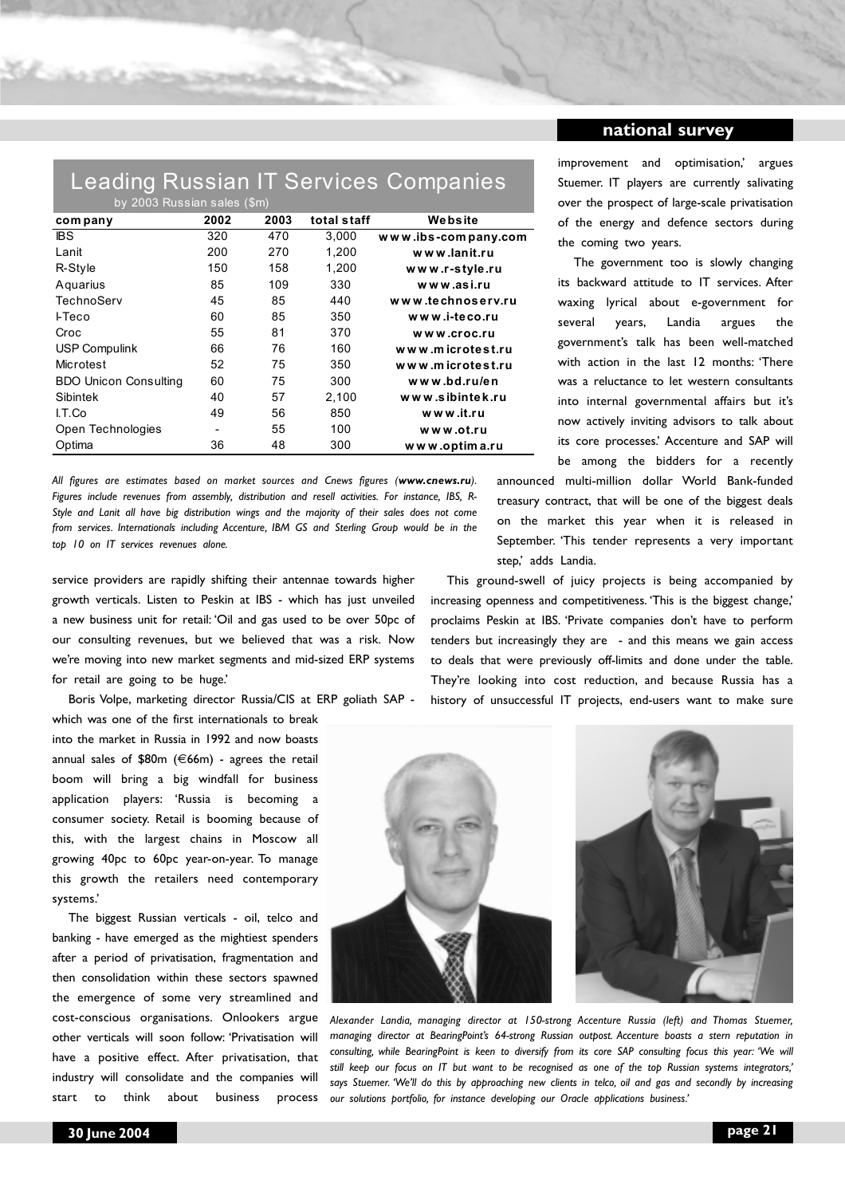## Leading Russian IT Services Companies

by 2003 Russian sales ($m)

| company | 2002 | 2003 | total staff | Website |
|---|---|---|---|---|
| IBS | 320 | 470 | 3,000 | www.ibs-company.com |
| Lanit | 200 | 270 | 1,200 | www.lanit.ru |
| R-Style | 150 | 158 | 1,200 | www.r-style.ru |
| Aquarius | 85 | 109 | 330 | www.asi.ru |
| TechnoServ | 45 | 85 | 440 | www.technoserv.ru |
| I-Teco | 60 | 85 | 350 | www.i-teco.ru |
| Croc | 55 | 81 | 370 | www.croc.ru |
| USP Compulink | 66 | 76 | 160 | www.microtest.ru |
| Microtest | 52 | 75 | 350 | www.microtest.ru |
| BDO Unicon Consulting | 60 | 75 | 300 | www.bd.ru/en |
| Sibintek | 40 | 57 | 2,100 | www.sibintek.ru |
| I.T.Co | 49 | 56 | 850 | www.it.ru |
| Open Technologies | - | 55 | 100 | www.ot.ru |
| Optima | 36 | 48 | 300 | www.optima.ru |

*All figures are estimates based on market sources and Cnews figures (**www.cnews.ru**). Figures include revenues from assembly, distribution and resell activities. For instance, IBS, R-Style and Lanit all have big distribution wings and the majority of their sales does not come from services. Internationals including Accenture, IBM GS and Sterling Group would be in the top 10 on IT services revenues alone.*

service providers are rapidly shifting their antennae towards higher growth verticals. Listen to Peskin at IBS - which has just unveiled a new business unit for retail: 'Oil and gas used to be over 50pc of our consulting revenues, but we believed that was a risk. Now we're moving into new market segments and mid-sized ERP systems for retail are going to be huge.'

Boris Volpe, marketing director Russia/CIS at ERP goliath SAP - which was one of the first internationals to break into the market in Russia in 1992 and now boasts annual sales of $80m (€66m) - agrees the retail boom will bring a big windfall for business application players: 'Russia is becoming a consumer society. Retail is booming because of this, with the largest chains in Moscow all growing 40pc to 60pc year-on-year. To manage this growth the retailers need contemporary systems.'

The biggest Russian verticals - oil, telco and banking - have emerged as the mightiest spenders after a period of privatisation, fragmentation and then consolidation within these sectors spawned the emergence of some very streamlined and cost-conscious organisations. Onlookers argue other verticals will soon follow: 'Privatisation will have a positive effect. After privatisation, that industry will consolidate and the companies will start to think about business process improvement and optimisation,' argues Stuemer. IT players are currently salivating over the prospect of large-scale privatisation of the energy and defence sectors during the coming two years.

The government too is slowly changing its backward attitude to IT services. After waxing lyrical about e-government for several years, Landia argues the government's talk has been well-matched with action in the last 12 months: 'There was a reluctance to let western consultants into internal governmental affairs but it's now actively inviting advisors to talk about its core processes.' Accenture and SAP will be among the bidders for a recently announced multi-million dollar World Bank-funded treasury contract, that will be one of the biggest deals on the market this year when it is released in September. 'This tender represents a very important step,' adds Landia.

This ground-swell of juicy projects is being accompanied by increasing openness and competitiveness. 'This is the biggest change,' proclaims Peskin at IBS. 'Private companies don't have to perform tenders but increasingly they are - and this means we gain access to deals that were previously off-limits and done under the table. They're looking into cost reduction, and because Russia has a history of unsuccessful IT projects, end-users want to make sure

*Alexander Landia, managing director at 150-strong Accenture Russia (left) and Thomas Stuemer, managing director at BearingPoint's 64-strong Russian outpost. Accenture boasts a stern reputation in consulting, while BearingPoint is keen to diversify from its core SAP consulting focus this year: 'We will still keep our focus on IT but want to be recognised as one of the top Russian systems integrators,' says Stuemer. 'We'll do this by approaching new clients in telco, oil and gas and secondly by increasing our solutions portfolio, for instance developing our Oracle applications business.'*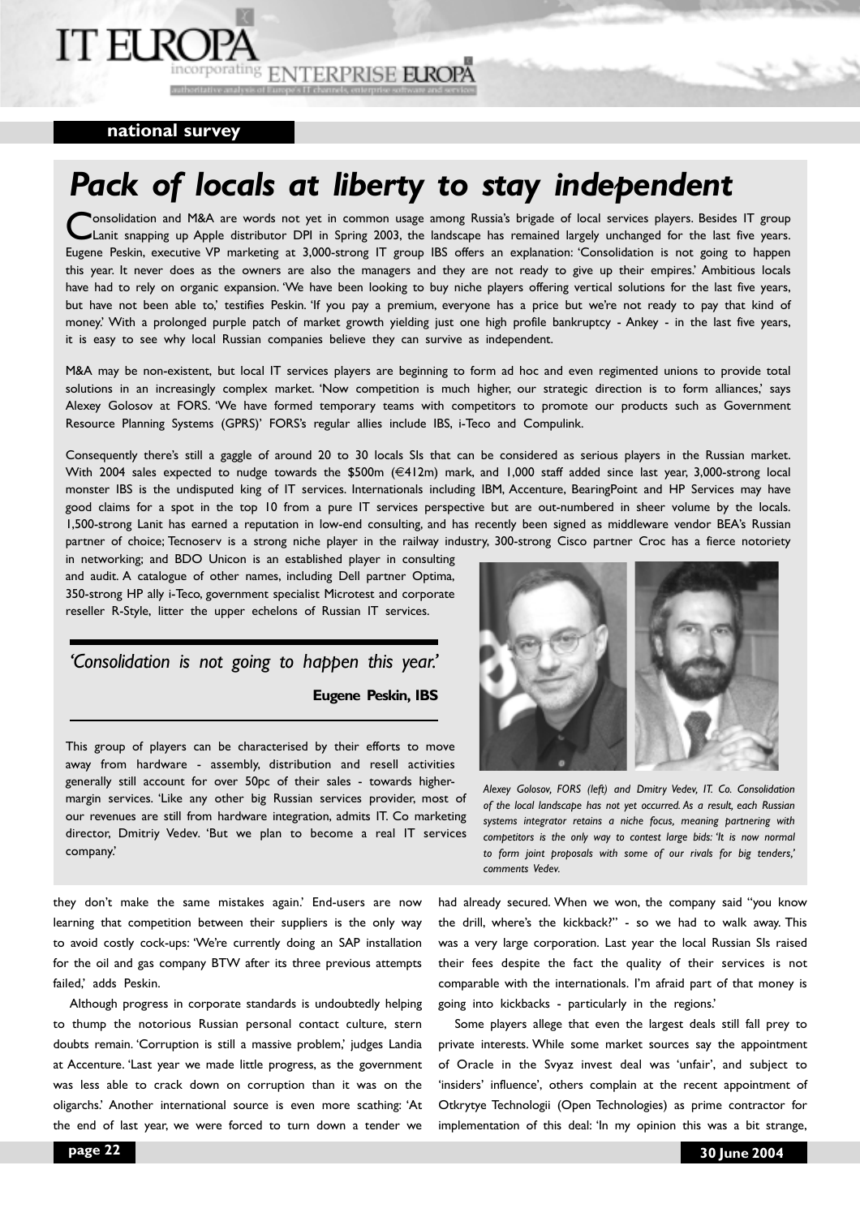national survey

# Pack of locals at liberty to stay independent

Consolidation and M&A are words not yet in common usage among Russia's brigade of local services players. Besides IT group Lanit snapping up Apple distributor DPI in Spring 2003, the landscape has remained largely unchanged for the last five years. Eugene Peskin, executive VP marketing at 3,000-strong IT group IBS offers an explanation: 'Consolidation is not going to happen this year. It never does as the owners are also the managers and they are not ready to give up their empires.' Ambitious locals have had to rely on organic expansion. 'We have been looking to buy niche players offering vertical solutions for the last five years, but have not been able to,' testifies Peskin. 'If you pay a premium, everyone has a price but we're not ready to pay that kind of money.' With a prolonged purple patch of market growth yielding just one high profile bankruptcy - Ankey - in the last five years, it is easy to see why local Russian companies believe they can survive as independent.

M&A may be non-existent, but local IT services players are beginning to form ad hoc and even regimented unions to provide total solutions in an increasingly complex market. 'Now competition is much higher, our strategic direction is to form alliances,' says Alexey Golosov at FORS. 'We have formed temporary teams with competitors to promote our products such as Government Resource Planning Systems (GPRS)' FORS's regular allies include IBS, i-Teco and Compulink.

Consequently there's still a gaggle of around 20 to 30 locals SIs that can be considered as serious players in the Russian market. With 2004 sales expected to nudge towards the $500m (€412m) mark, and 1,000 staff added since last year, 3,000-strong local monster IBS is the undisputed king of IT services. Internationals including IBM, Accenture, BearingPoint and HP Services may have good claims for a spot in the top 10 from a pure IT services perspective but are out-numbered in sheer volume by the locals. 1,500-strong Lanit has earned a reputation in low-end consulting, and has recently been signed as middleware vendor BEA's Russian partner of choice; Tecnoserv is a strong niche player in the railway industry, 300-strong Cisco partner Croc has a fierce notoriety in networking; and BDO Unicon is an established player in consulting and audit. A catalogue of other names, including Dell partner Optima, 350-strong HP ally i-Teco, government specialist Microtest and corporate reseller R-Style, litter the upper echelons of Russian IT services.

> *'Consolidation is not going to happen this year.'*
>
> **Eugene Peskin, IBS**

This group of players can be characterised by their efforts to move away from hardware - assembly, distribution and resell activities generally still account for over 50pc of their sales - towards higher-margin services. 'Like any other big Russian services provider, most of our revenues are still from hardware integration, admits IT. Co marketing director, Dmitriy Vedev. 'But we plan to become a real IT services company.'

*Alexey Golosov, FORS (left) and Dmitry Vedev, IT. Co. Consolidation of the local landscape has not yet occurred. As a result, each Russian systems integrator retains a niche focus, meaning partnering with competitors is the only way to contest large bids: 'It is now normal to form joint proposals with some of our rivals for big tenders,' comments Vedev.*

they don't make the same mistakes again.' End-users are now learning that competition between their suppliers is the only way to avoid costly cock-ups: 'We're currently doing an SAP installation for the oil and gas company BTW after its three previous attempts failed,' adds Peskin.

Although progress in corporate standards is undoubtedly helping to thump the notorious Russian personal contact culture, stern doubts remain. 'Corruption is still a massive problem,' judges Landia at Accenture. 'Last year we made little progress, as the government was less able to crack down on corruption than it was on the oligarchs.' Another international source is even more scathing: 'At the end of last year, we were forced to turn down a tender we had already secured. When we won, the company said "you know the drill, where's the kickback?" - so we had to walk away. This was a very large corporation. Last year the local Russian SIs raised their fees despite the fact the quality of their services is not comparable with the internationals. I'm afraid part of that money is going into kickbacks - particularly in the regions.'

Some players allege that even the largest deals still fall prey to private interests. While some market sources say the appointment of Oracle in the Svyaz invest deal was 'unfair', and subject to 'insiders' influence', others complain at the recent appointment of Otkrytye Technologii (Open Technologies) as prime contractor for implementation of this deal: 'In my opinion this was a bit strange,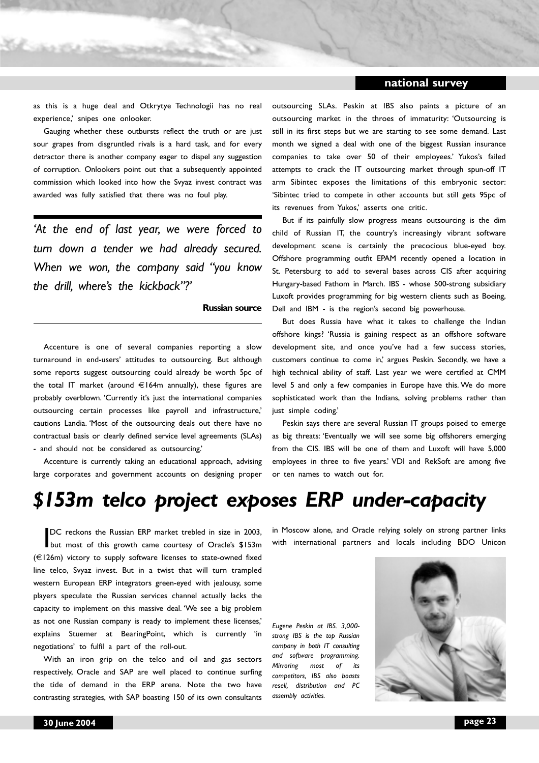as this is a huge deal and Otkrytye Technologii has no real experience,' snipes one onlooker.

Gauging whether these outbursts reflect the truth or are just sour grapes from disgruntled rivals is a hard task, and for every detractor there is another company eager to dispel any suggestion of corruption. Onlookers point out that a subsequently appointed commission which looked into how the Svyaz invest contract was awarded was fully satisfied that there was no foul play.

> *'At the end of last year, we were forced to turn down a tender we had already secured. When we won, the company said "you know the drill, where's the kickback"?'*
>
> **Russian source**

Accenture is one of several companies reporting a slow turnaround in end-users' attitudes to outsourcing. But although some reports suggest outsourcing could already be worth 5pc of the total IT market (around €164m annually), these figures are probably overblown. 'Currently it's just the international companies outsourcing certain processes like payroll and infrastructure,' cautions Landia. 'Most of the outsourcing deals out there have no contractual basis or clearly defined service level agreements (SLAs) - and should not be considered as outsourcing.'

Accenture is currently taking an educational approach, advising large corporates and government accounts on designing proper outsourcing SLAs. Peskin at IBS also paints a picture of an outsourcing market in the throes of immaturity: 'Outsourcing is still in its first steps but we are starting to see some demand. Last month we signed a deal with one of the biggest Russian insurance companies to take over 50 of their employees.' Yukos's failed attempts to crack the IT outsourcing market through spun-off IT arm Sibintec exposes the limitations of this embryonic sector: 'Sibintec tried to compete in other accounts but still gets 95pc of its revenues from Yukos,' asserts one critic.

But if its painfully slow progress means outsourcing is the dim child of Russian IT, the country's increasingly vibrant software development scene is certainly the precocious blue-eyed boy. Offshore programming outfit EPAM recently opened a location in St. Petersburg to add to several bases across CIS after acquiring Hungary-based Fathom in March. IBS - whose 500-strong subsidiary Luxoft provides programming for big western clients such as Boeing, Dell and IBM - is the region's second big powerhouse.

But does Russia have what it takes to challenge the Indian offshore kings? 'Russia is gaining respect as an offshore software development site, and once you've had a few success stories, customers continue to come in,' argues Peskin. Secondly, we have a high technical ability of staff. Last year we were certified at CMM level 5 and only a few companies in Europe have this. We do more sophisticated work than the Indians, solving problems rather than just simple coding.'

Peskin says there are several Russian IT groups poised to emerge as big threats: 'Eventually we will see some big offshorers emerging from the CIS. IBS will be one of them and Luxoft will have 5,000 employees in three to five years.' VDI and RekSoft are among five or ten names to watch out for.

# $153m telco project exposes ERP under-capacity

IDC reckons the Russian ERP market trebled in size in 2003, but most of this growth came courtesy of Oracle's $153m (€126m) victory to supply software licenses to state-owned fixed line telco, Svyaz invest. But in a twist that will turn trampled western European ERP integrators green-eyed with jealousy, some players speculate the Russian services channel actually lacks the capacity to implement on this massive deal. 'We see a big problem as not one Russian company is ready to implement these licenses,' explains Stuemer at BearingPoint, which is currently 'in negotiations' to fulfil a part of the roll-out.

With an iron grip on the telco and oil and gas sectors respectively, Oracle and SAP are well placed to continue surfing the tide of demand in the ERP arena. Note the two have contrasting strategies, with SAP boasting 150 of its own consultants in Moscow alone, and Oracle relying solely on strong partner links with international partners and locals including BDO Unicon

*Eugene Peskin at IBS. 3,000-strong IBS is the top Russian company in both IT consulting and software programming. Mirroring most of its competitors, IBS also boasts resell, distribution and PC assembly activities.*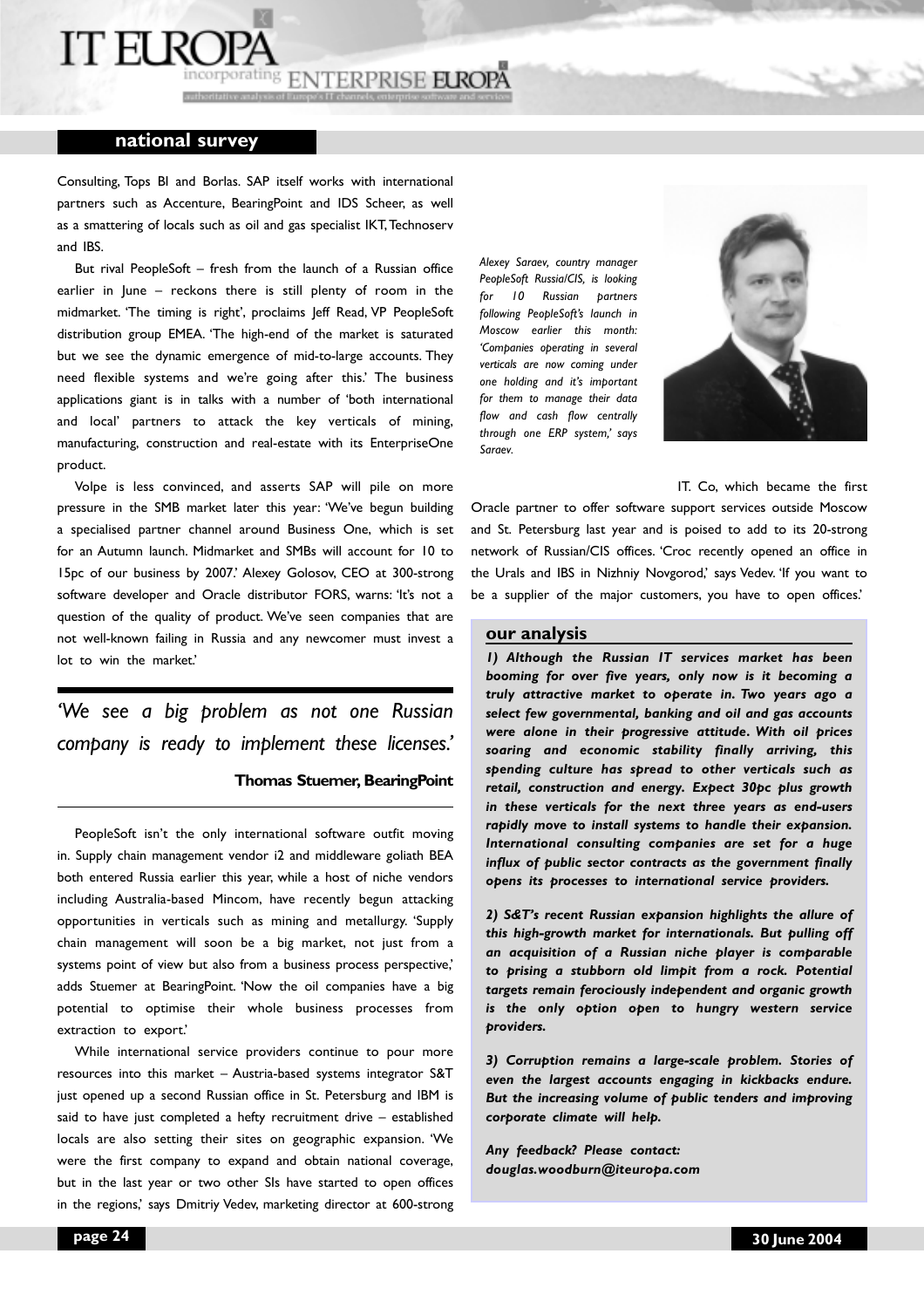## national survey

Consulting, Tops BI and Borlas. SAP itself works with international partners such as Accenture, BearingPoint and IDS Scheer, as well as a smattering of locals such as oil and gas specialist IKT, Technoserv and IBS.

But rival PeopleSoft – fresh from the launch of a Russian office earlier in June – reckons there is still plenty of room in the midmarket. 'The timing is right', proclaims Jeff Read, VP PeopleSoft distribution group EMEA. 'The high-end of the market is saturated but we see the dynamic emergence of mid-to-large accounts. They need flexible systems and we're going after this.' The business applications giant is in talks with a number of 'both international and local' partners to attack the key verticals of mining, manufacturing, construction and real-estate with its EnterpriseOne product.

Volpe is less convinced, and asserts SAP will pile on more pressure in the SMB market later this year: 'We've begun building a specialised partner channel around Business One, which is set for an Autumn launch. Midmarket and SMBs will account for 10 to 15pc of our business by 2007.' Alexey Golosov, CEO at 300-strong software developer and Oracle distributor FORS, warns: 'It's not a question of the quality of product. We've seen companies that are not well-known failing in Russia and any newcomer must invest a lot to win the market.'

> *'We see a big problem as not one Russian company is ready to implement these licenses.'*
>
> **Thomas Stuemer, BearingPoint**

PeopleSoft isn't the only international software outfit moving in. Supply chain management vendor i2 and middleware goliath BEA both entered Russia earlier this year, while a host of niche vendors including Australia-based Mincom, have recently begun attacking opportunities in verticals such as mining and metallurgy. 'Supply chain management will soon be a big market, not just from a systems point of view but also from a business process perspective,' adds Stuemer at BearingPoint. 'Now the oil companies have a big potential to optimise their whole business processes from extraction to export.'

While international service providers continue to pour more resources into this market – Austria-based systems integrator S&T just opened up a second Russian office in St. Petersburg and IBM is said to have just completed a hefty recruitment drive – established locals are also setting their sites on geographic expansion. 'We were the first company to expand and obtain national coverage, but in the last year or two other SIs have started to open offices in the regions,' says Dmitriy Vedev, marketing director at 600-strong IT. Co, which became the first Oracle partner to offer software support services outside Moscow and St. Petersburg last year and is poised to add to its 20-strong network of Russian/CIS offices. 'Croc recently opened an office in the Urals and IBS in Nizhniy Novgorod,' says Vedev. 'If you want to be a supplier of the major customers, you have to open offices.'

*Alexey Saraev, country manager PeopleSoft Russia/CIS, is looking for 10 Russian partners following PeopleSoft's launch in Moscow earlier this month: 'Companies operating in several verticals are now coming under one holding and it's important for them to manage their data flow and cash flow centrally through one ERP system,' says Saraev.*

### our analysis

***1) Although the Russian IT services market has been booming for over five years, only now is it becoming a truly attractive market to operate in. Two years ago a select few governmental, banking and oil and gas accounts were alone in their progressive attitude. With oil prices soaring and economic stability finally arriving, this spending culture has spread to other verticals such as retail, construction and energy. Expect 30pc plus growth in these verticals for the next three years as end-users rapidly move to install systems to handle their expansion. International consulting companies are set for a huge influx of public sector contracts as the government finally opens its processes to international service providers.***

***2) S&T's recent Russian expansion highlights the allure of this high-growth market for internationals. But pulling off an acquisition of a Russian niche player is comparable to prising a stubborn old limpit from a rock. Potential targets remain ferociously independent and organic growth is the only option open to hungry western service providers.***

***3) Corruption remains a large-scale problem. Stories of even the largest accounts engaging in kickbacks endure. But the increasing volume of public tenders and improving corporate climate will help.***

***Any feedback? Please contact: douglas.woodburn@iteuropa.com***